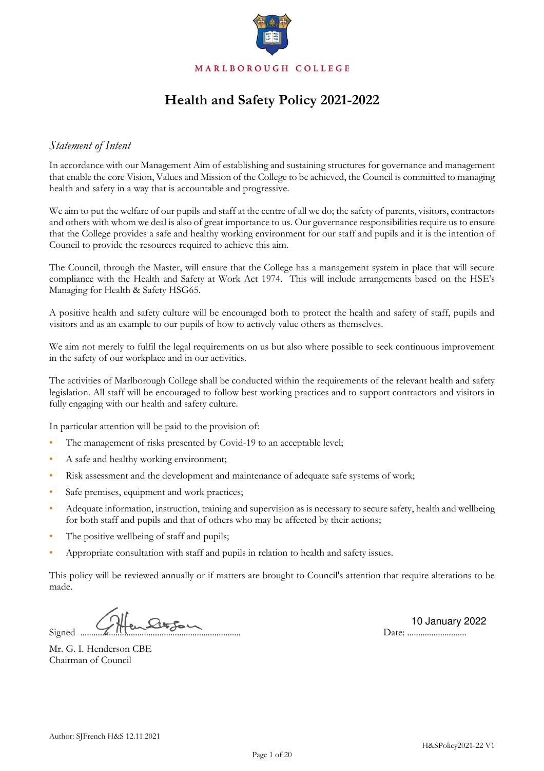MARLBOROUGH COLLEGE

# Health and Safety Policy 2021-2022

## *Statement of Intent*

In accordance with our Management Aim of establishing and sustaining structures for governance and management that enable the core Vision, Values and Mission of the College to be achieved, the Council is committed to managing health and safety in a way that is accountable and progressive.

We aim to put the welfare of our pupils and staff at the centre of all we do; the safety of parents, visitors, contractors and others with whom we deal is also of great importance to us. Our governance responsibilities require us to ensure that the College provides a safe and healthy working environment for our staff and pupils and it is the intention of Council to provide the resources required to achieve this aim.

The Council, through the Master, will ensure that the College has a management system in place that will secure compliance with the Health and Safety at Work Act 1974. This will include arrangements based on the HSE's Managing for Health & Safety HSG65.

A positive health and safety culture will be encouraged both to protect the health and safety of staff, pupils and visitors and as an example to our pupils of how to actively value others as themselves.

We aim not merely to fulfil the legal requirements on us but also where possible to seek continuous improvement in the safety of our workplace and in our activities.

The activities of Marlborough College shall be conducted within the requirements of the relevant health and safety legislation. All staff will be encouraged to follow best working practices and to support contractors and visitors in fully engaging with our health and safety culture.

In particular attention will be paid to the provision of:

- The management of risks presented by Covid-19 to an acceptable level;
- A safe and healthy working environment;
- Risk assessment and the development and maintenance of adequate safe systems of work;
- Safe premises, equipment and work practices;
- Adequate information, instruction, training and supervision as is necessary to secure safety, health and wellbeing for both staff and pupils and that of others who may be affected by their actions;
- The positive wellbeing of staff and pupils;
- Appropriate consultation with staff and pupils in relation to health and safety issues.

This policy will be reviewed annually or if matters are brought to Council's attention that require alterations to be made.

Signed ............................................................................ Date: 10 January 2022

Mr. G. I. Henderson CBE
Chairman of Council

Author: SJFrench H&S 12.11.2021

H&SPolicy2021-22 V1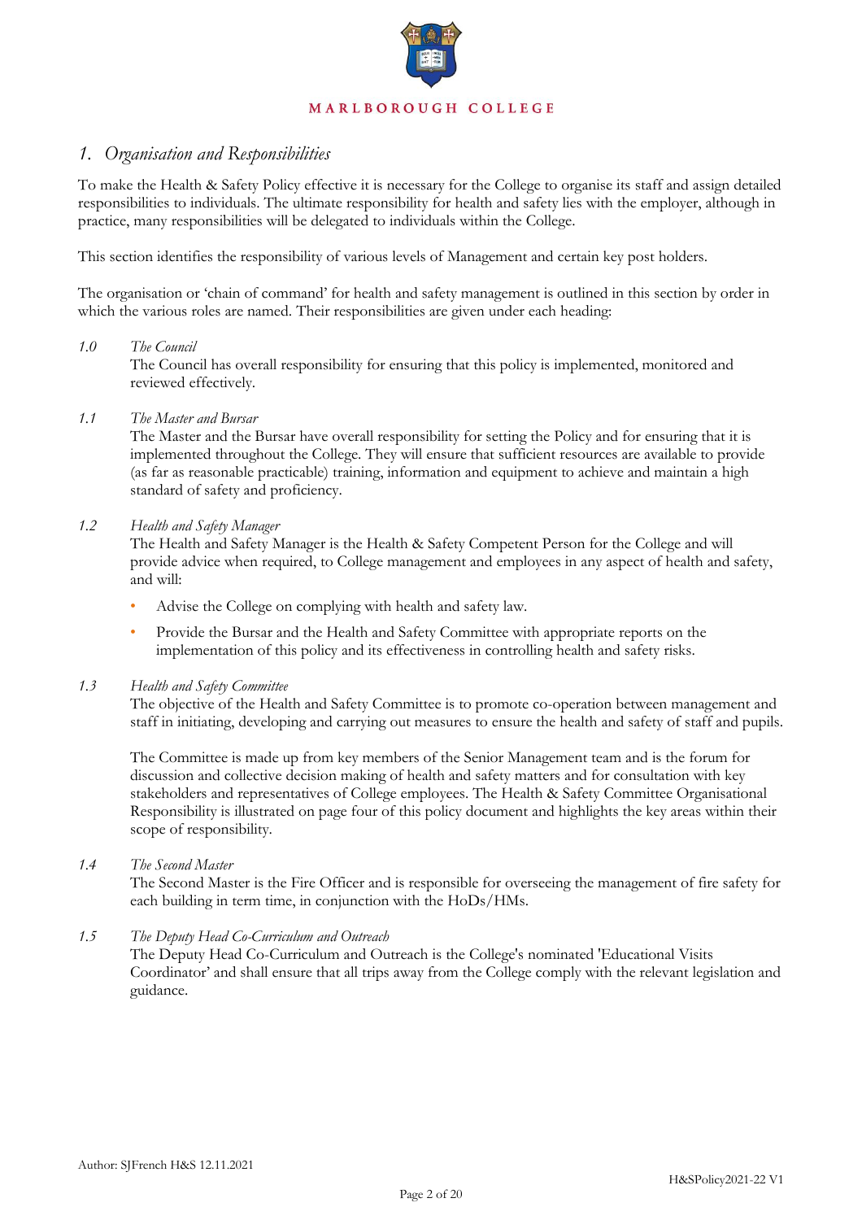## *1. Organisation and Responsibilities*

To make the Health & Safety Policy effective it is necessary for the College to organise its staff and assign detailed responsibilities to individuals. The ultimate responsibility for health and safety lies with the employer, although in practice, many responsibilities will be delegated to individuals within the College.

This section identifies the responsibility of various levels of Management and certain key post holders.

The organisation or 'chain of command' for health and safety management is outlined in this section by order in which the various roles are named. Their responsibilities are given under each heading:

### 1.0 *The Council*

The Council has overall responsibility for ensuring that this policy is implemented, monitored and reviewed effectively.

### 1.1 *The Master and Bursar*

The Master and the Bursar have overall responsibility for setting the Policy and for ensuring that it is implemented throughout the College. They will ensure that sufficient resources are available to provide (as far as reasonable practicable) training, information and equipment to achieve and maintain a high standard of safety and proficiency.

### 1.2 *Health and Safety Manager*

The Health and Safety Manager is the Health & Safety Competent Person for the College and will provide advice when required, to College management and employees in any aspect of health and safety, and will:

- Advise the College on complying with health and safety law.
- Provide the Bursar and the Health and Safety Committee with appropriate reports on the implementation of this policy and its effectiveness in controlling health and safety risks.

### 1.3 *Health and Safety Committee*

The objective of the Health and Safety Committee is to promote co-operation between management and staff in initiating, developing and carrying out measures to ensure the health and safety of staff and pupils.

The Committee is made up from key members of the Senior Management team and is the forum for discussion and collective decision making of health and safety matters and for consultation with key stakeholders and representatives of College employees. The Health & Safety Committee Organisational Responsibility is illustrated on page four of this policy document and highlights the key areas within their scope of responsibility.

### 1.4 *The Second Master*

The Second Master is the Fire Officer and is responsible for overseeing the management of fire safety for each building in term time, in conjunction with the HoDs/HMs.

### 1.5 *The Deputy Head Co-Curriculum and Outreach*

The Deputy Head Co-Curriculum and Outreach is the College's nominated 'Educational Visits Coordinator' and shall ensure that all trips away from the College comply with the relevant legislation and guidance.

Author: SJFrench H&S 12.11.2021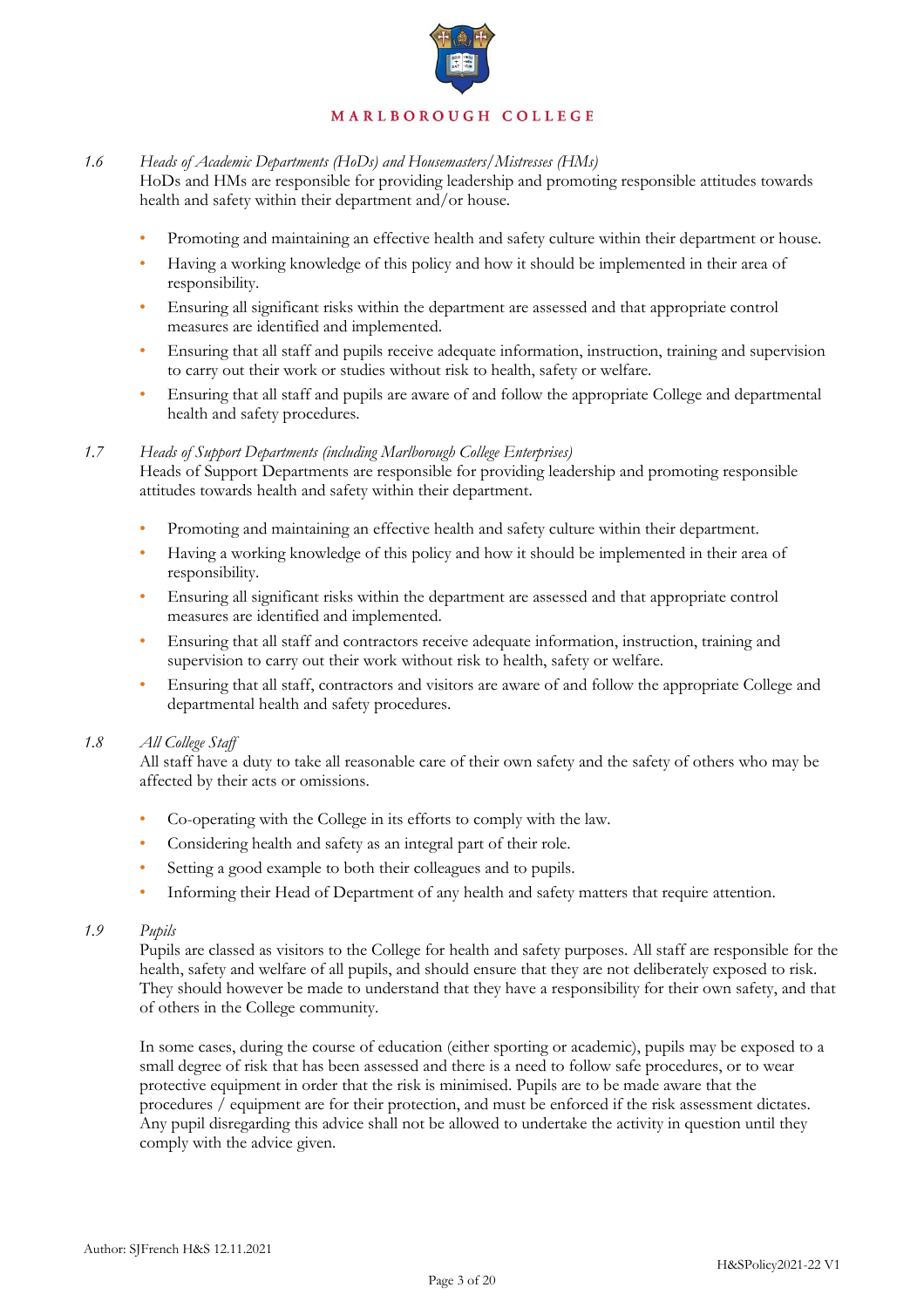*1.6 Heads of Academic Departments (HoDs) and Housemasters/Mistresses (HMs)*

HoDs and HMs are responsible for providing leadership and promoting responsible attitudes towards health and safety within their department and/or house.

- Promoting and maintaining an effective health and safety culture within their department or house.
- Having a working knowledge of this policy and how it should be implemented in their area of responsibility.
- Ensuring all significant risks within the department are assessed and that appropriate control measures are identified and implemented.
- Ensuring that all staff and pupils receive adequate information, instruction, training and supervision to carry out their work or studies without risk to health, safety or welfare.
- Ensuring that all staff and pupils are aware of and follow the appropriate College and departmental health and safety procedures.

*1.7 Heads of Support Departments (including Marlborough College Enterprises)*

Heads of Support Departments are responsible for providing leadership and promoting responsible attitudes towards health and safety within their department.

- Promoting and maintaining an effective health and safety culture within their department.
- Having a working knowledge of this policy and how it should be implemented in their area of responsibility.
- Ensuring all significant risks within the department are assessed and that appropriate control measures are identified and implemented.
- Ensuring that all staff and contractors receive adequate information, instruction, training and supervision to carry out their work without risk to health, safety or welfare.
- Ensuring that all staff, contractors and visitors are aware of and follow the appropriate College and departmental health and safety procedures.

*1.8 All College Staff*

All staff have a duty to take all reasonable care of their own safety and the safety of others who may be affected by their acts or omissions.

- Co-operating with the College in its efforts to comply with the law.
- Considering health and safety as an integral part of their role.
- Setting a good example to both their colleagues and to pupils.
- Informing their Head of Department of any health and safety matters that require attention.

*1.9 Pupils*

Pupils are classed as visitors to the College for health and safety purposes. All staff are responsible for the health, safety and welfare of all pupils, and should ensure that they are not deliberately exposed to risk. They should however be made to understand that they have a responsibility for their own safety, and that of others in the College community.

In some cases, during the course of education (either sporting or academic), pupils may be exposed to a small degree of risk that has been assessed and there is a need to follow safe procedures, or to wear protective equipment in order that the risk is minimised. Pupils are to be made aware that the procedures / equipment are for their protection, and must be enforced if the risk assessment dictates. Any pupil disregarding this advice shall not be allowed to undertake the activity in question until they comply with the advice given.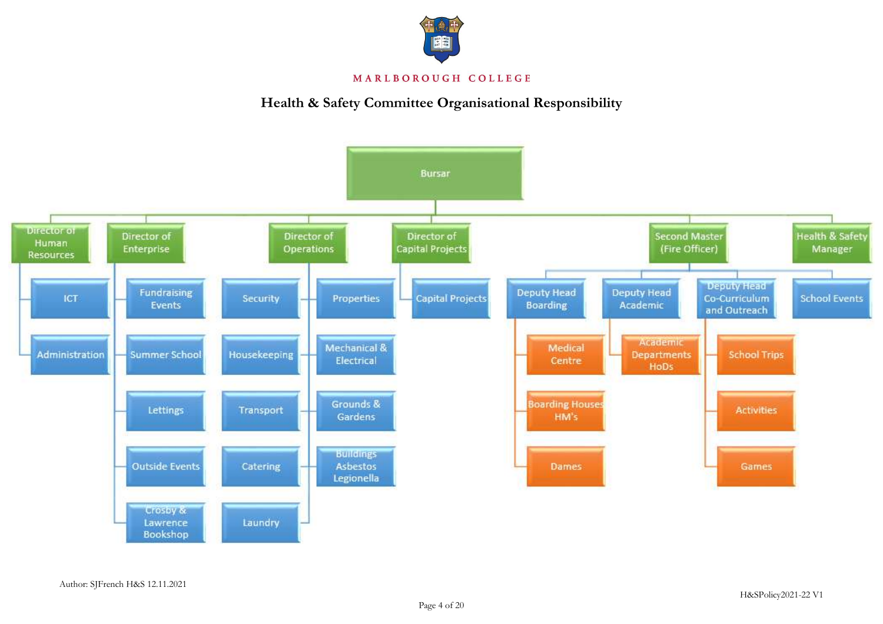MARLBOROUGH COLLEGE

## Health & Safety Committee Organisational Responsibility

- **Bursar**
  - **Director of Human Resources**
    - ICT
    - Administration
  - **Director of Enterprise**
    - Fundraising Events
    - Summer School
    - Lettings
    - Outside Events
    - Crosby & Lawrence Bookshop
  - **Director of Operations**
    - Security
    - Housekeeping
    - Transport
    - Catering
    - Laundry
    - Properties
    - Mechanical & Electrical
    - Grounds & Gardens
    - Buildings Asbestos Legionella
  - **Director of Capital Projects**
    - Capital Projects
  - **Second Master (Fire Officer)**
    - Deputy Head Boarding
      - Medical Centre
      - Boarding Houses HM's
      - Dames
    - Deputy Head Academic
      - Academic Departments HoDs
    - Deputy Head Co-Curriculum and Outreach
      - School Trips
      - Activities
      - Games
    - School Events
  - **Health & Safety Manager**

Author: SJFrench H&S 12.11.2021

H&SPolicy2021-22 V1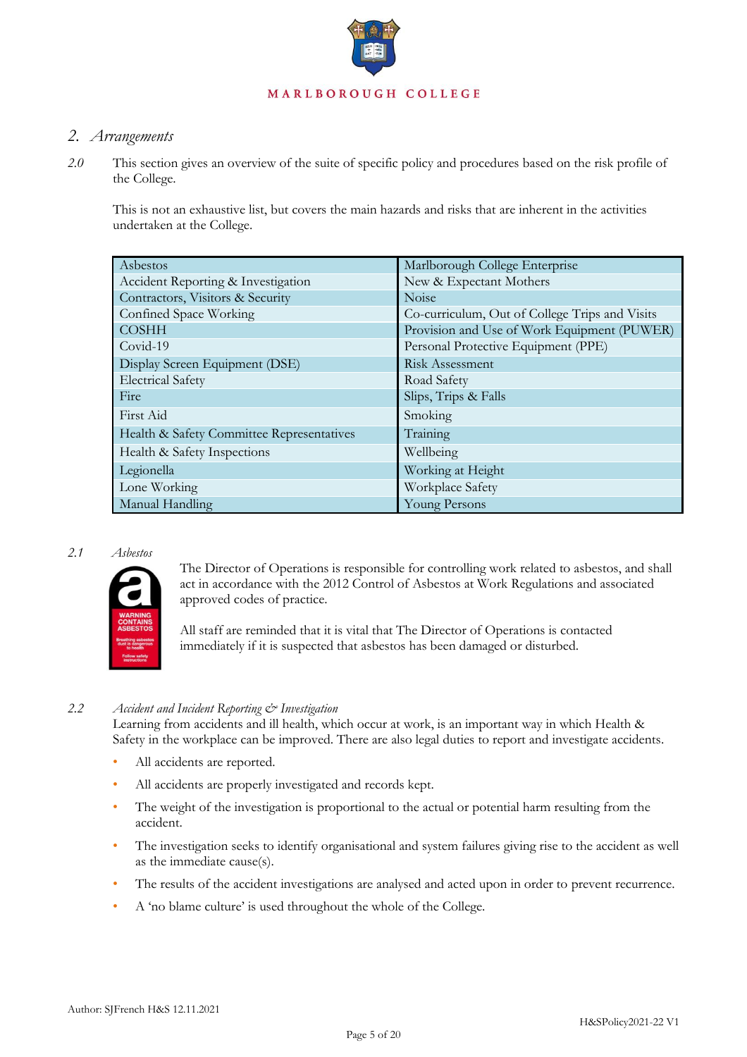## 2. *Arrangements*

2.0 This section gives an overview of the suite of specific policy and procedures based on the risk profile of the College.

This is not an exhaustive list, but covers the main hazards and risks that are inherent in the activities undertaken at the College.

| | |
|---|---|
| Asbestos | Marlborough College Enterprise |
| Accident Reporting & Investigation | New & Expectant Mothers |
| Contractors, Visitors & Security | Noise |
| Confined Space Working | Co-curriculum, Out of College Trips and Visits |
| COSHH | Provision and Use of Work Equipment (PUWER) |
| Covid-19 | Personal Protective Equipment (PPE) |
| Display Screen Equipment (DSE) | Risk Assessment |
| Electrical Safety | Road Safety |
| Fire | Slips, Trips & Falls |
| First Aid | Smoking |
| Health & Safety Committee Representatives | Training |
| Health & Safety Inspections | Wellbeing |
| Legionella | Working at Height |
| Lone Working | Workplace Safety |
| Manual Handling | Young Persons |

### 2.1 *Asbestos*

The Director of Operations is responsible for controlling work related to asbestos, and shall act in accordance with the 2012 Control of Asbestos at Work Regulations and associated approved codes of practice.

All staff are reminded that it is vital that The Director of Operations is contacted immediately if it is suspected that asbestos has been damaged or disturbed.

### 2.2 *Accident and Incident Reporting & Investigation*

Learning from accidents and ill health, which occur at work, is an important way in which Health & Safety in the workplace can be improved. There are also legal duties to report and investigate accidents.

- All accidents are reported.
- All accidents are properly investigated and records kept.
- The weight of the investigation is proportional to the actual or potential harm resulting from the accident.
- The investigation seeks to identify organisational and system failures giving rise to the accident as well as the immediate cause(s).
- The results of the accident investigations are analysed and acted upon in order to prevent recurrence.
- A 'no blame culture' is used throughout the whole of the College.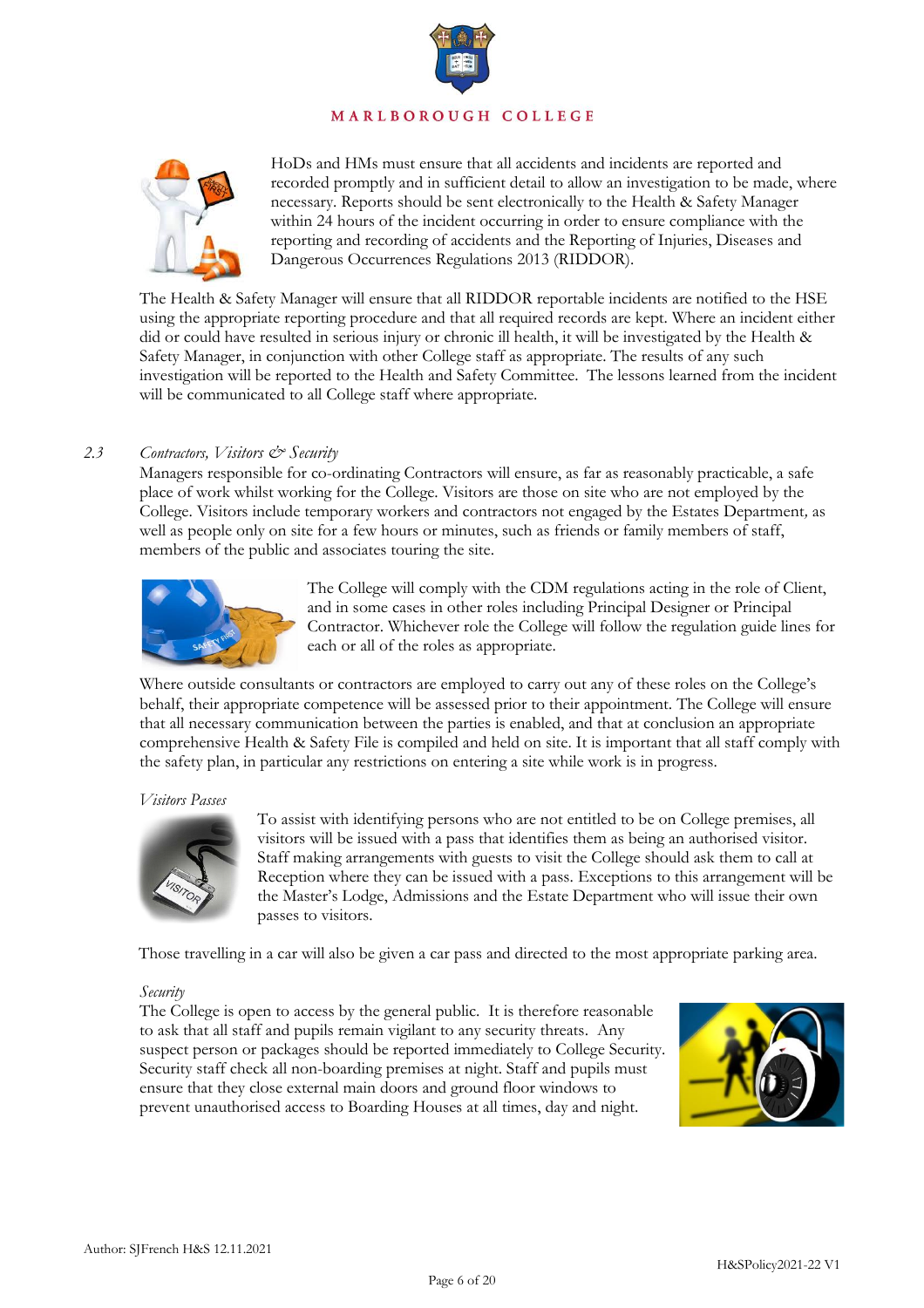HoDs and HMs must ensure that all accidents and incidents are reported and recorded promptly and in sufficient detail to allow an investigation to be made, where necessary. Reports should be sent electronically to the Health & Safety Manager within 24 hours of the incident occurring in order to ensure compliance with the reporting and recording of accidents and the Reporting of Injuries, Diseases and Dangerous Occurrences Regulations 2013 (RIDDOR).

The Health & Safety Manager will ensure that all RIDDOR reportable incidents are notified to the HSE using the appropriate reporting procedure and that all required records are kept. Where an incident either did or could have resulted in serious injury or chronic ill health, it will be investigated by the Health & Safety Manager, in conjunction with other College staff as appropriate. The results of any such investigation will be reported to the Health and Safety Committee. The lessons learned from the incident will be communicated to all College staff where appropriate.

### 2.3 *Contractors, Visitors & Security*

Managers responsible for co-ordinating Contractors will ensure, as far as reasonably practicable, a safe place of work whilst working for the College. Visitors are those on site who are not employed by the College. Visitors include temporary workers and contractors not engaged by the Estates Department, as well as people only on site for a few hours or minutes, such as friends or family members of staff, members of the public and associates touring the site.

The College will comply with the CDM regulations acting in the role of Client, and in some cases in other roles including Principal Designer or Principal Contractor. Whichever role the College will follow the regulation guide lines for each or all of the roles as appropriate.

Where outside consultants or contractors are employed to carry out any of these roles on the College's behalf, their appropriate competence will be assessed prior to their appointment. The College will ensure that all necessary communication between the parties is enabled, and that at conclusion an appropriate comprehensive Health & Safety File is compiled and held on site. It is important that all staff comply with the safety plan, in particular any restrictions on entering a site while work is in progress.

*Visitors Passes*

To assist with identifying persons who are not entitled to be on College premises, all visitors will be issued with a pass that identifies them as being an authorised visitor. Staff making arrangements with guests to visit the College should ask them to call at Reception where they can be issued with a pass. Exceptions to this arrangement will be the Master's Lodge, Admissions and the Estate Department who will issue their own passes to visitors.

Those travelling in a car will also be given a car pass and directed to the most appropriate parking area.

*Security*

The College is open to access by the general public. It is therefore reasonable to ask that all staff and pupils remain vigilant to any security threats. Any suspect person or packages should be reported immediately to College Security. Security staff check all non-boarding premises at night. Staff and pupils must ensure that they close external main doors and ground floor windows to prevent unauthorised access to Boarding Houses at all times, day and night.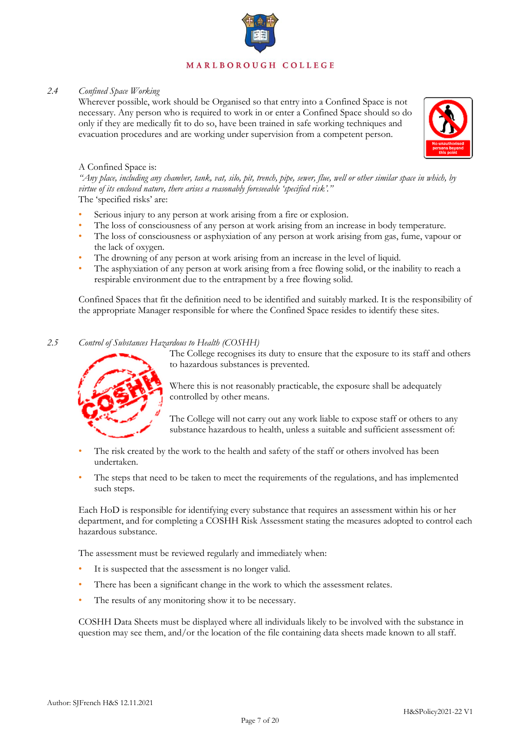### 2.4 *Confined Space Working*

Wherever possible, work should be Organised so that entry into a Confined Space is not necessary. Any person who is required to work in or enter a Confined Space should so do only if they are medically fit to do so, have been trained in safe working techniques and evacuation procedures and are working under supervision from a competent person.

A Confined Space is:

*"Any place, including any chamber, tank, vat, silo, pit, trench, pipe, sewer, flue, well or other similar space in which, by virtue of its enclosed nature, there arises a reasonably foreseeable 'specified risk'."*

The 'specified risks' are:

- Serious injury to any person at work arising from a fire or explosion.
- The loss of consciousness of any person at work arising from an increase in body temperature.
- The loss of consciousness or asphyxiation of any person at work arising from gas, fume, vapour or the lack of oxygen.
- The drowning of any person at work arising from an increase in the level of liquid.
- The asphyxiation of any person at work arising from a free flowing solid, or the inability to reach a respirable environment due to the entrapment by a free flowing solid.

Confined Spaces that fit the definition need to be identified and suitably marked. It is the responsibility of the appropriate Manager responsible for where the Confined Space resides to identify these sites.

### 2.5 *Control of Substances Hazardous to Health (COSHH)*

The College recognises its duty to ensure that the exposure to its staff and others to hazardous substances is prevented.

Where this is not reasonably practicable, the exposure shall be adequately controlled by other means.

The College will not carry out any work liable to expose staff or others to any substance hazardous to health, unless a suitable and sufficient assessment of:

- The risk created by the work to the health and safety of the staff or others involved has been undertaken.
- The steps that need to be taken to meet the requirements of the regulations, and has implemented such steps.

Each HoD is responsible for identifying every substance that requires an assessment within his or her department, and for completing a COSHH Risk Assessment stating the measures adopted to control each hazardous substance.

The assessment must be reviewed regularly and immediately when:

- It is suspected that the assessment is no longer valid.
- There has been a significant change in the work to which the assessment relates.
- The results of any monitoring show it to be necessary.

COSHH Data Sheets must be displayed where all individuals likely to be involved with the substance in question may see them, and/or the location of the file containing data sheets made known to all staff.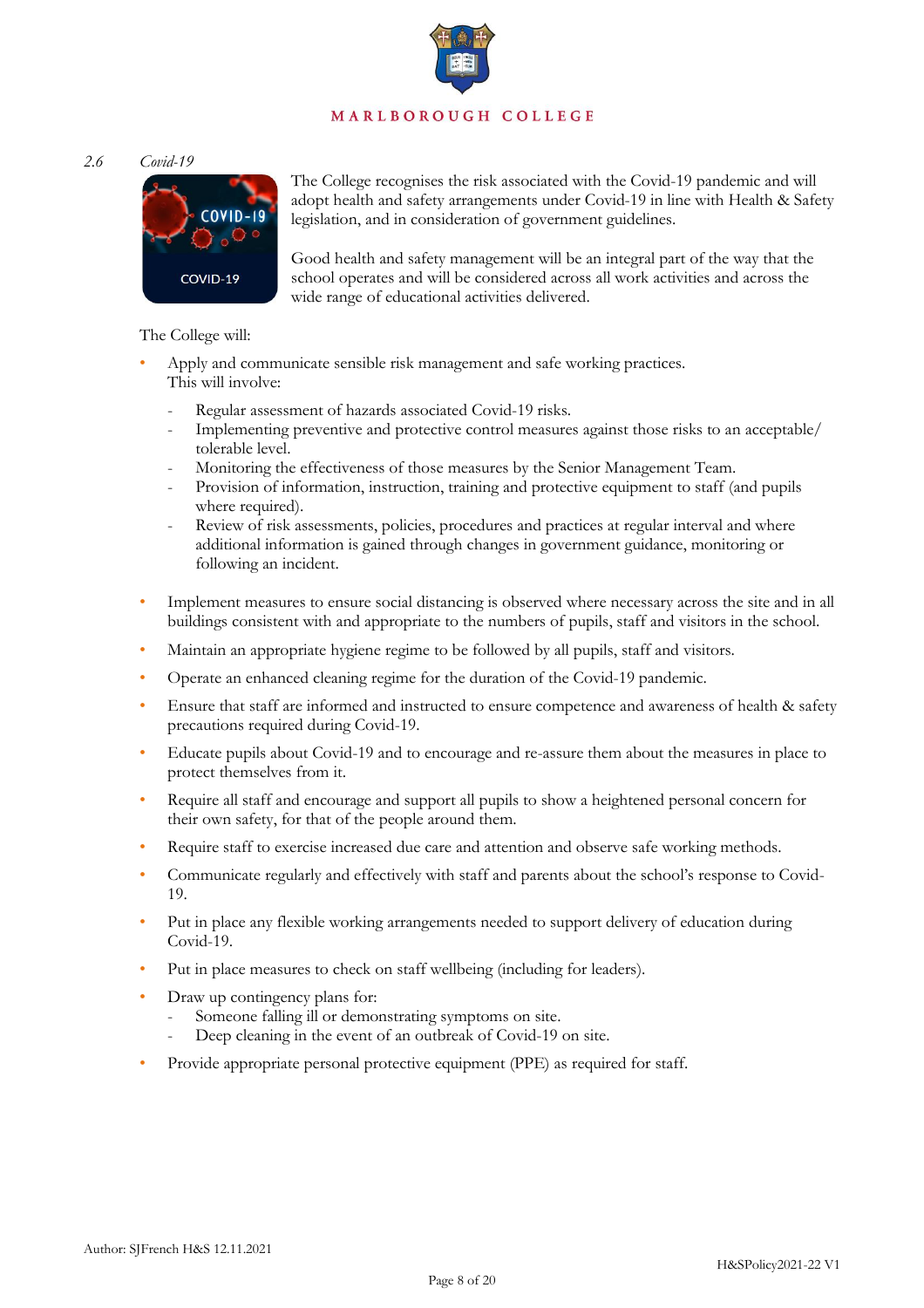### 2.6 *Covid-19*

The College recognises the risk associated with the Covid-19 pandemic and will adopt health and safety arrangements under Covid-19 in line with Health & Safety legislation, and in consideration of government guidelines.

Good health and safety management will be an integral part of the way that the school operates and will be considered across all work activities and across the wide range of educational activities delivered.

The College will:

- Apply and communicate sensible risk management and safe working practices. This will involve:
  - Regular assessment of hazards associated Covid-19 risks.
  - Implementing preventive and protective control measures against those risks to an acceptable/ tolerable level.
  - Monitoring the effectiveness of those measures by the Senior Management Team.
  - Provision of information, instruction, training and protective equipment to staff (and pupils where required).
  - Review of risk assessments, policies, procedures and practices at regular interval and where additional information is gained through changes in government guidance, monitoring or following an incident.
- Implement measures to ensure social distancing is observed where necessary across the site and in all buildings consistent with and appropriate to the numbers of pupils, staff and visitors in the school.
- Maintain an appropriate hygiene regime to be followed by all pupils, staff and visitors.
- Operate an enhanced cleaning regime for the duration of the Covid-19 pandemic.
- Ensure that staff are informed and instructed to ensure competence and awareness of health & safety precautions required during Covid-19.
- Educate pupils about Covid-19 and to encourage and re-assure them about the measures in place to protect themselves from it.
- Require all staff and encourage and support all pupils to show a heightened personal concern for their own safety, for that of the people around them.
- Require staff to exercise increased due care and attention and observe safe working methods.
- Communicate regularly and effectively with staff and parents about the school's response to Covid-19.
- Put in place any flexible working arrangements needed to support delivery of education during Covid-19.
- Put in place measures to check on staff wellbeing (including for leaders).
- Draw up contingency plans for:
  - Someone falling ill or demonstrating symptoms on site.
  - Deep cleaning in the event of an outbreak of Covid-19 on site.
- Provide appropriate personal protective equipment (PPE) as required for staff.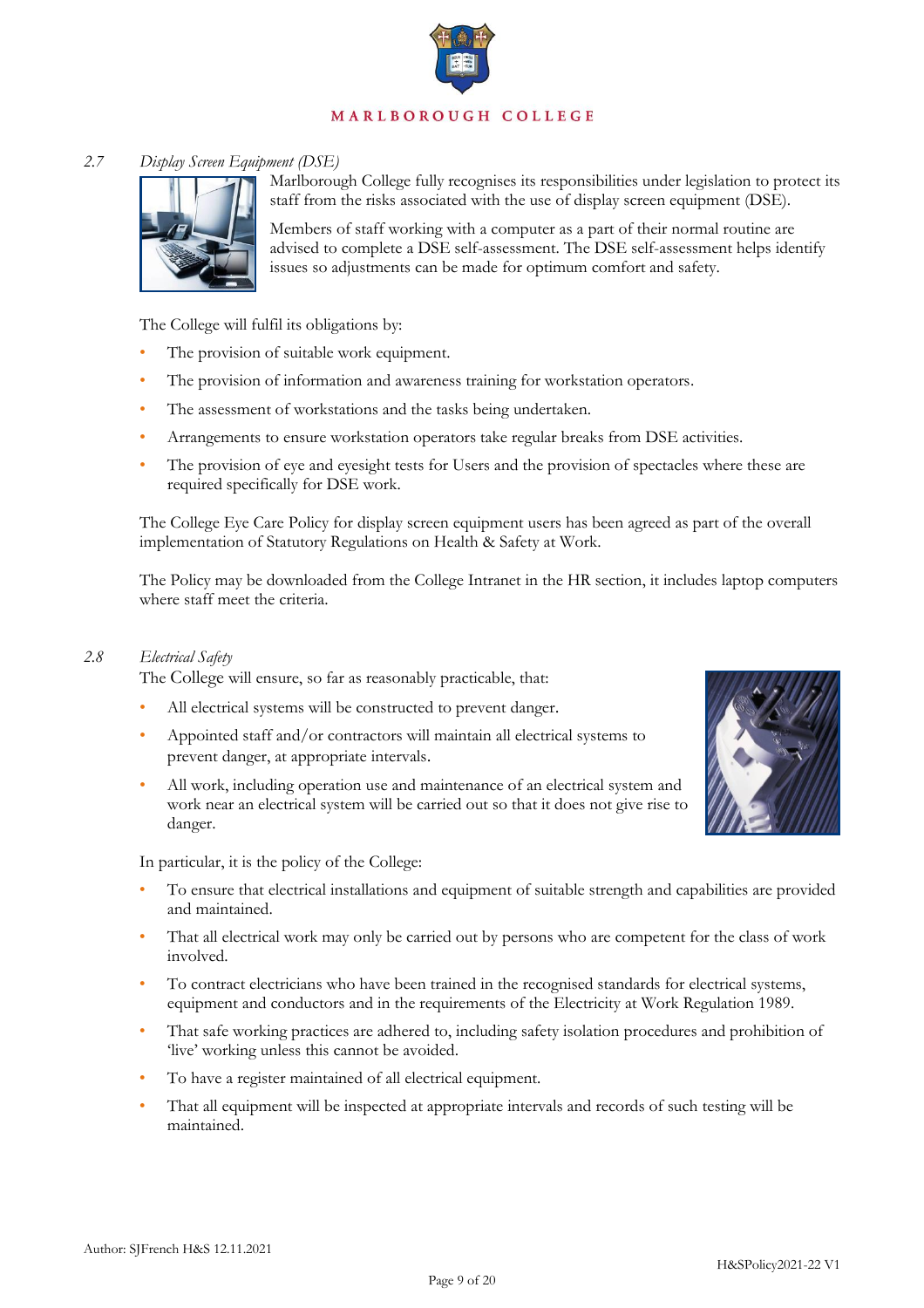### 2.7 *Display Screen Equipment (DSE)*

Marlborough College fully recognises its responsibilities under legislation to protect its staff from the risks associated with the use of display screen equipment (DSE).

Members of staff working with a computer as a part of their normal routine are advised to complete a DSE self-assessment. The DSE self-assessment helps identify issues so adjustments can be made for optimum comfort and safety.

The College will fulfil its obligations by:

- The provision of suitable work equipment.
- The provision of information and awareness training for workstation operators.
- The assessment of workstations and the tasks being undertaken.
- Arrangements to ensure workstation operators take regular breaks from DSE activities.
- The provision of eye and eyesight tests for Users and the provision of spectacles where these are required specifically for DSE work.

The College Eye Care Policy for display screen equipment users has been agreed as part of the overall implementation of Statutory Regulations on Health & Safety at Work.

The Policy may be downloaded from the College Intranet in the HR section, it includes laptop computers where staff meet the criteria.

### 2.8 *Electrical Safety*

The College will ensure, so far as reasonably practicable, that:

- All electrical systems will be constructed to prevent danger.
- Appointed staff and/or contractors will maintain all electrical systems to prevent danger, at appropriate intervals.
- All work, including operation use and maintenance of an electrical system and work near an electrical system will be carried out so that it does not give rise to danger.

In particular, it is the policy of the College:

- To ensure that electrical installations and equipment of suitable strength and capabilities are provided and maintained.
- That all electrical work may only be carried out by persons who are competent for the class of work involved.
- To contract electricians who have been trained in the recognised standards for electrical systems, equipment and conductors and in the requirements of the Electricity at Work Regulation 1989.
- That safe working practices are adhered to, including safety isolation procedures and prohibition of 'live' working unless this cannot be avoided.
- To have a register maintained of all electrical equipment.
- That all equipment will be inspected at appropriate intervals and records of such testing will be maintained.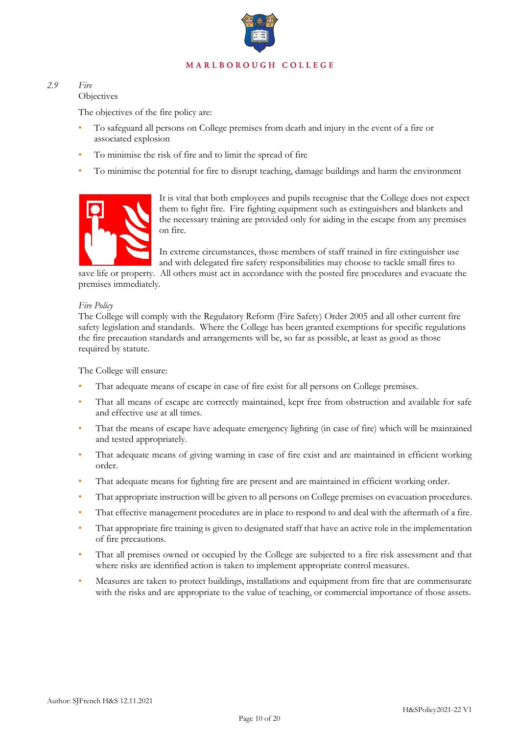*2.9 Fire*

Objectives

The objectives of the fire policy are:

- To safeguard all persons on College premises from death and injury in the event of a fire or associated explosion
- To minimise the risk of fire and to limit the spread of fire
- To minimise the potential for fire to disrupt teaching, damage buildings and harm the environment

It is vital that both employees and pupils recognise that the College does not expect them to fight fire. Fire fighting equipment such as extinguishers and blankets and the necessary training are provided only for aiding in the escape from any premises on fire.

In extreme circumstances, those members of staff trained in fire extinguisher use and with delegated fire safety responsibilities may choose to tackle small fires to save life or property. All others must act in accordance with the posted fire procedures and evacuate the premises immediately.

*Fire Policy*

The College will comply with the Regulatory Reform (Fire Safety) Order 2005 and all other current fire safety legislation and standards. Where the College has been granted exemptions for specific regulations the fire precaution standards and arrangements will be, so far as possible, at least as good as those required by statute.

The College will ensure:

- That adequate means of escape in case of fire exist for all persons on College premises.
- That all means of escape are correctly maintained, kept free from obstruction and available for safe and effective use at all times.
- That the means of escape have adequate emergency lighting (in case of fire) which will be maintained and tested appropriately.
- That adequate means of giving warning in case of fire exist and are maintained in efficient working order.
- That adequate means for fighting fire are present and are maintained in efficient working order.
- That appropriate instruction will be given to all persons on College premises on evacuation procedures.
- That effective management procedures are in place to respond to and deal with the aftermath of a fire.
- That appropriate fire training is given to designated staff that have an active role in the implementation of fire precautions.
- That all premises owned or occupied by the College are subjected to a fire risk assessment and that where risks are identified action is taken to implement appropriate control measures.
- Measures are taken to protect buildings, installations and equipment from fire that are commensurate with the risks and are appropriate to the value of teaching, or commercial importance of those assets.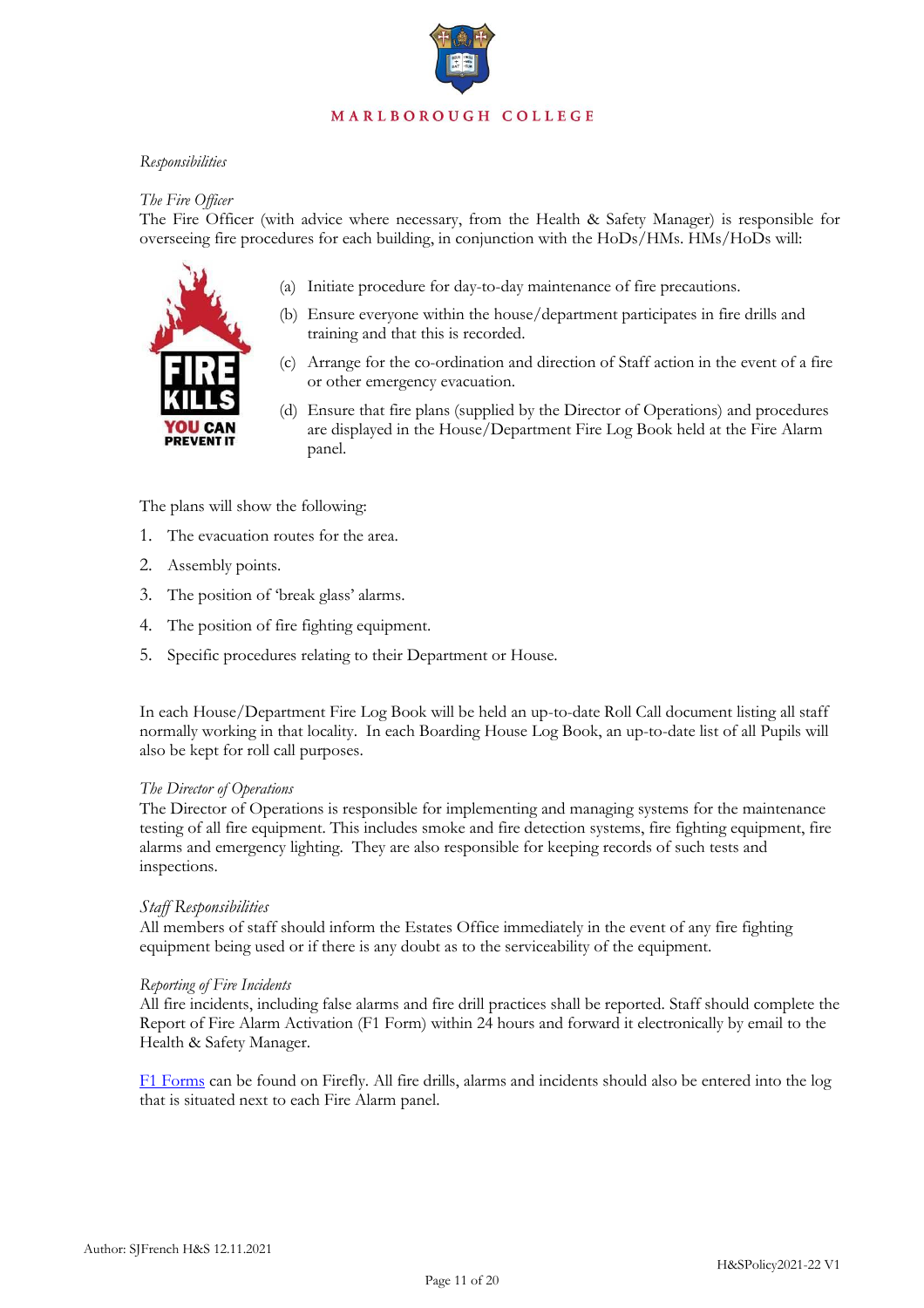*Responsibilities*

*The Fire Officer*

The Fire Officer (with advice where necessary, from the Health & Safety Manager) is responsible for overseeing fire procedures for each building, in conjunction with the HoDs/HMs. HMs/HoDs will:

(a) Initiate procedure for day-to-day maintenance of fire precautions.

(b) Ensure everyone within the house/department participates in fire drills and training and that this is recorded.

(c) Arrange for the co-ordination and direction of Staff action in the event of a fire or other emergency evacuation.

(d) Ensure that fire plans (supplied by the Director of Operations) and procedures are displayed in the House/Department Fire Log Book held at the Fire Alarm panel.

The plans will show the following:

1. The evacuation routes for the area.
2. Assembly points.
3. The position of 'break glass' alarms.
4. The position of fire fighting equipment.
5. Specific procedures relating to their Department or House.

In each House/Department Fire Log Book will be held an up-to-date Roll Call document listing all staff normally working in that locality. In each Boarding House Log Book, an up-to-date list of all Pupils will also be kept for roll call purposes.

*The Director of Operations*

The Director of Operations is responsible for implementing and managing systems for the maintenance testing of all fire equipment. This includes smoke and fire detection systems, fire fighting equipment, fire alarms and emergency lighting. They are also responsible for keeping records of such tests and inspections.

*Staff Responsibilities*

All members of staff should inform the Estates Office immediately in the event of any fire fighting equipment being used or if there is any doubt as to the serviceability of the equipment.

*Reporting of Fire Incidents*

All fire incidents, including false alarms and fire drill practices shall be reported. Staff should complete the Report of Fire Alarm Activation (F1 Form) within 24 hours and forward it electronically by email to the Health & Safety Manager.

F1 Forms can be found on Firefly. All fire drills, alarms and incidents should also be entered into the log that is situated next to each Fire Alarm panel.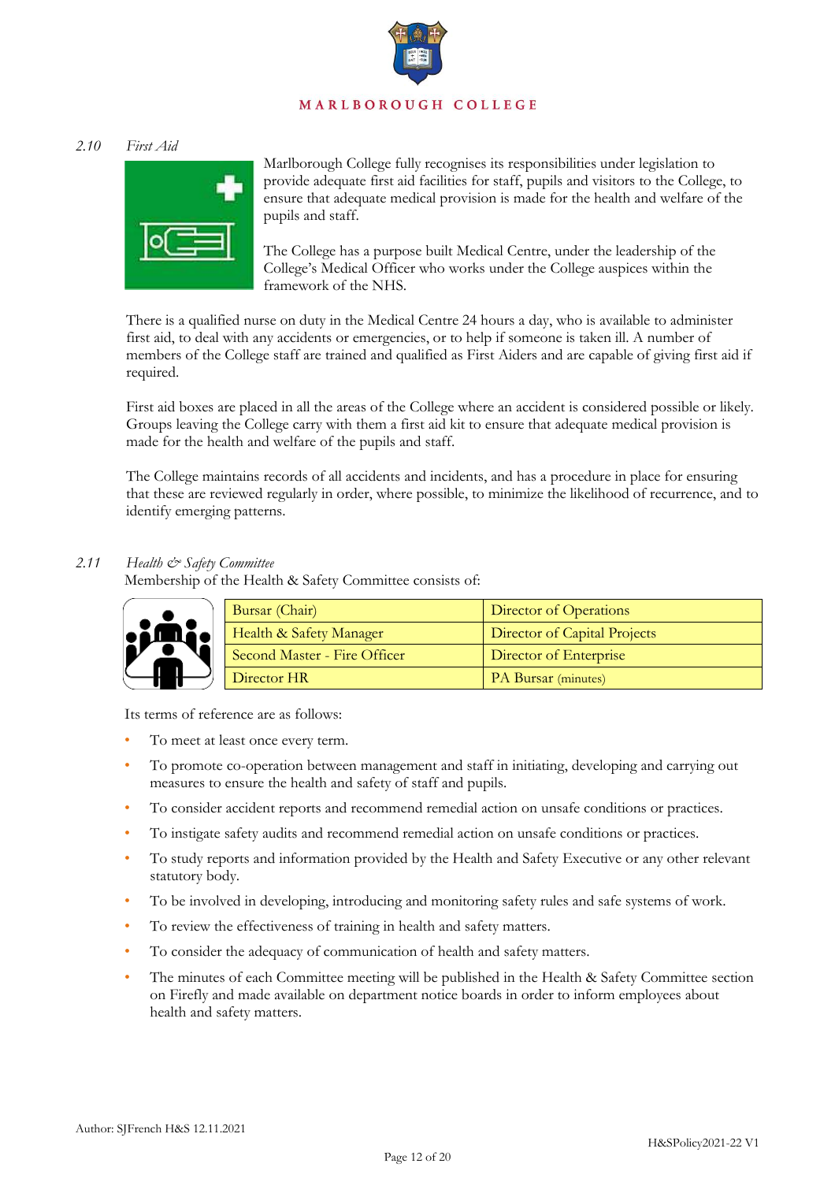### 2.10 *First Aid*

Marlborough College fully recognises its responsibilities under legislation to provide adequate first aid facilities for staff, pupils and visitors to the College, to ensure that adequate medical provision is made for the health and welfare of the pupils and staff.

The College has a purpose built Medical Centre, under the leadership of the College's Medical Officer who works under the College auspices within the framework of the NHS.

There is a qualified nurse on duty in the Medical Centre 24 hours a day, who is available to administer first aid, to deal with any accidents or emergencies, or to help if someone is taken ill. A number of members of the College staff are trained and qualified as First Aiders and are capable of giving first aid if required.

First aid boxes are placed in all the areas of the College where an accident is considered possible or likely. Groups leaving the College carry with them a first aid kit to ensure that adequate medical provision is made for the health and welfare of the pupils and staff.

The College maintains records of all accidents and incidents, and has a procedure in place for ensuring that these are reviewed regularly in order, where possible, to minimize the likelihood of recurrence, and to identify emerging patterns.

### 2.11 *Health & Safety Committee*

Membership of the Health & Safety Committee consists of:

| | |
|---|---|
| Bursar (Chair) | Director of Operations |
| Health & Safety Manager | Director of Capital Projects |
| Second Master - Fire Officer | Director of Enterprise |
| Director HR | PA Bursar (minutes) |

Its terms of reference are as follows:

- To meet at least once every term.
- To promote co-operation between management and staff in initiating, developing and carrying out measures to ensure the health and safety of staff and pupils.
- To consider accident reports and recommend remedial action on unsafe conditions or practices.
- To instigate safety audits and recommend remedial action on unsafe conditions or practices.
- To study reports and information provided by the Health and Safety Executive or any other relevant statutory body.
- To be involved in developing, introducing and monitoring safety rules and safe systems of work.
- To review the effectiveness of training in health and safety matters.
- To consider the adequacy of communication of health and safety matters.
- The minutes of each Committee meeting will be published in the Health & Safety Committee section on Firefly and made available on department notice boards in order to inform employees about health and safety matters.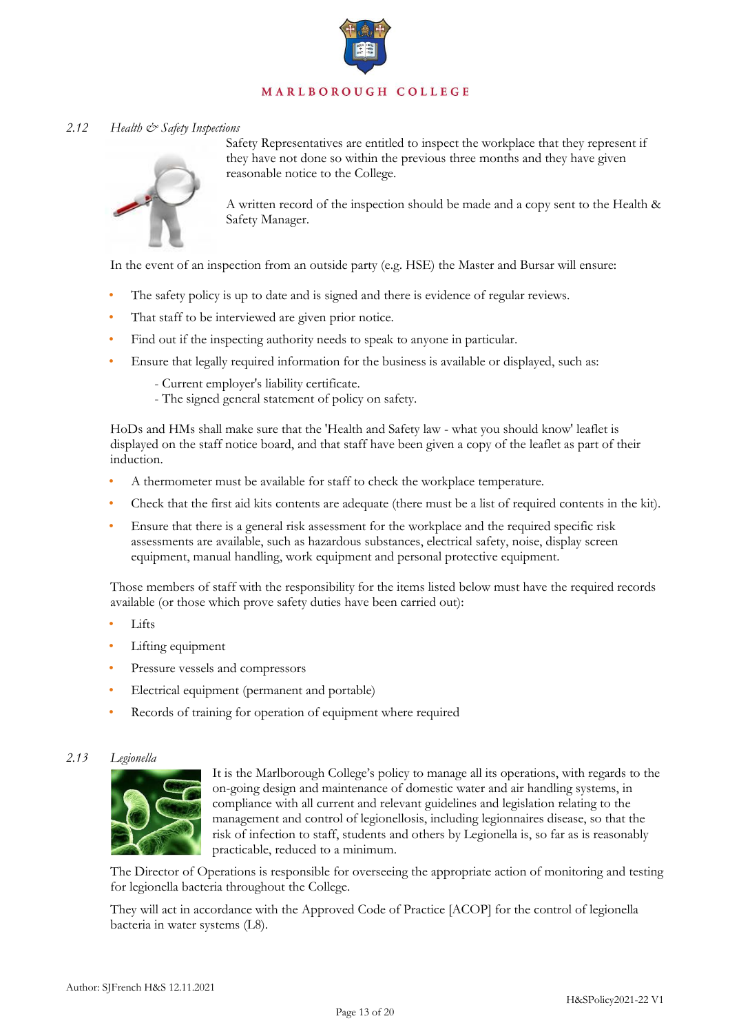### 2.12 *Health & Safety Inspections*

Safety Representatives are entitled to inspect the workplace that they represent if they have not done so within the previous three months and they have given reasonable notice to the College.

A written record of the inspection should be made and a copy sent to the Health & Safety Manager.

In the event of an inspection from an outside party (e.g. HSE) the Master and Bursar will ensure:

- The safety policy is up to date and is signed and there is evidence of regular reviews.
- That staff to be interviewed are given prior notice.
- Find out if the inspecting authority needs to speak to anyone in particular.
- Ensure that legally required information for the business is available or displayed, such as:
  - Current employer's liability certificate.
  - The signed general statement of policy on safety.

HoDs and HMs shall make sure that the 'Health and Safety law - what you should know' leaflet is displayed on the staff notice board, and that staff have been given a copy of the leaflet as part of their induction.

- A thermometer must be available for staff to check the workplace temperature.
- Check that the first aid kits contents are adequate (there must be a list of required contents in the kit).
- Ensure that there is a general risk assessment for the workplace and the required specific risk assessments are available, such as hazardous substances, electrical safety, noise, display screen equipment, manual handling, work equipment and personal protective equipment.

Those members of staff with the responsibility for the items listed below must have the required records available (or those which prove safety duties have been carried out):

- Lifts
- Lifting equipment
- Pressure vessels and compressors
- Electrical equipment (permanent and portable)
- Records of training for operation of equipment where required

### 2.13 *Legionella*

It is the Marlborough College's policy to manage all its operations, with regards to the on-going design and maintenance of domestic water and air handling systems, in compliance with all current and relevant guidelines and legislation relating to the management and control of legionellosis, including legionnaires disease, so that the risk of infection to staff, students and others by Legionella is, so far as is reasonably practicable, reduced to a minimum.

The Director of Operations is responsible for overseeing the appropriate action of monitoring and testing for legionella bacteria throughout the College.

They will act in accordance with the Approved Code of Practice [ACOP] for the control of legionella bacteria in water systems (L8).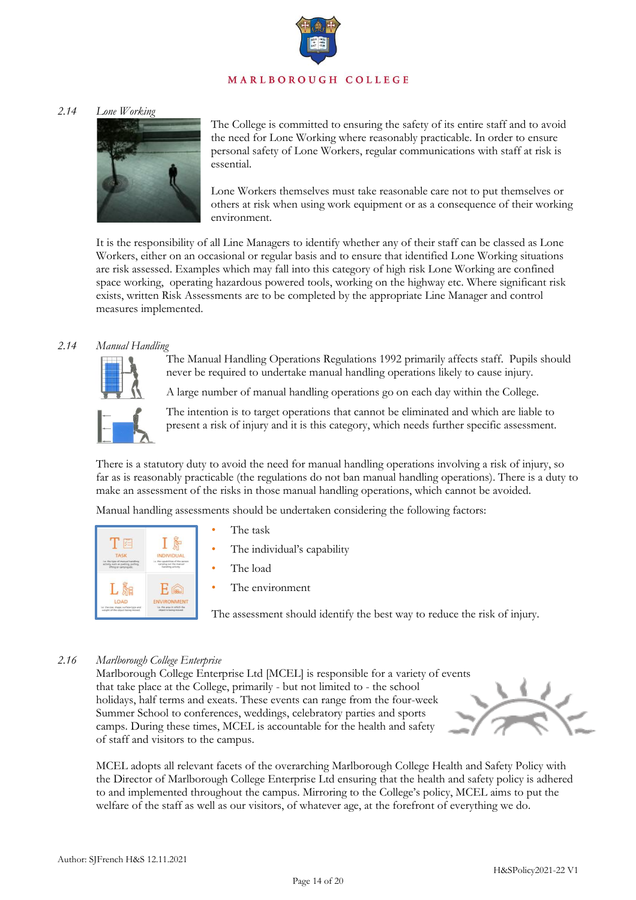### 2.14 *Lone Working*

The College is committed to ensuring the safety of its entire staff and to avoid the need for Lone Working where reasonably practicable. In order to ensure personal safety of Lone Workers, regular communications with staff at risk is essential.

Lone Workers themselves must take reasonable care not to put themselves or others at risk when using work equipment or as a consequence of their working environment.

It is the responsibility of all Line Managers to identify whether any of their staff can be classed as Lone Workers, either on an occasional or regular basis and to ensure that identified Lone Working situations are risk assessed. Examples which may fall into this category of high risk Lone Working are confined space working, operating hazardous powered tools, working on the highway etc. Where significant risk exists, written Risk Assessments are to be completed by the appropriate Line Manager and control measures implemented.

### 2.14 *Manual Handling*

The Manual Handling Operations Regulations 1992 primarily affects staff. Pupils should never be required to undertake manual handling operations likely to cause injury.

A large number of manual handling operations go on each day within the College.

The intention is to target operations that cannot be eliminated and which are liable to present a risk of injury and it is this category, which needs further specific assessment.

There is a statutory duty to avoid the need for manual handling operations involving a risk of injury, so far as is reasonably practicable (the regulations do not ban manual handling operations). There is a duty to make an assessment of the risks in those manual handling operations, which cannot be avoided.

Manual handling assessments should be undertaken considering the following factors:

- The task
- The individual's capability
- The load
- The environment

The assessment should identify the best way to reduce the risk of injury.

### 2.16 *Marlborough College Enterprise*

Marlborough College Enterprise Ltd [MCEL] is responsible for a variety of events that take place at the College, primarily - but not limited to - the school holidays, half terms and exeats. These events can range from the four-week Summer School to conferences, weddings, celebratory parties and sports camps. During these times, MCEL is accountable for the health and safety of staff and visitors to the campus.

MCEL adopts all relevant facets of the overarching Marlborough College Health and Safety Policy with the Director of Marlborough College Enterprise Ltd ensuring that the health and safety policy is adhered to and implemented throughout the campus. Mirroring to the College's policy, MCEL aims to put the welfare of the staff as well as our visitors, of whatever age, at the forefront of everything we do.

Author: SJFrench H&S 12.11.2021

H&SPolicy2021-22 V1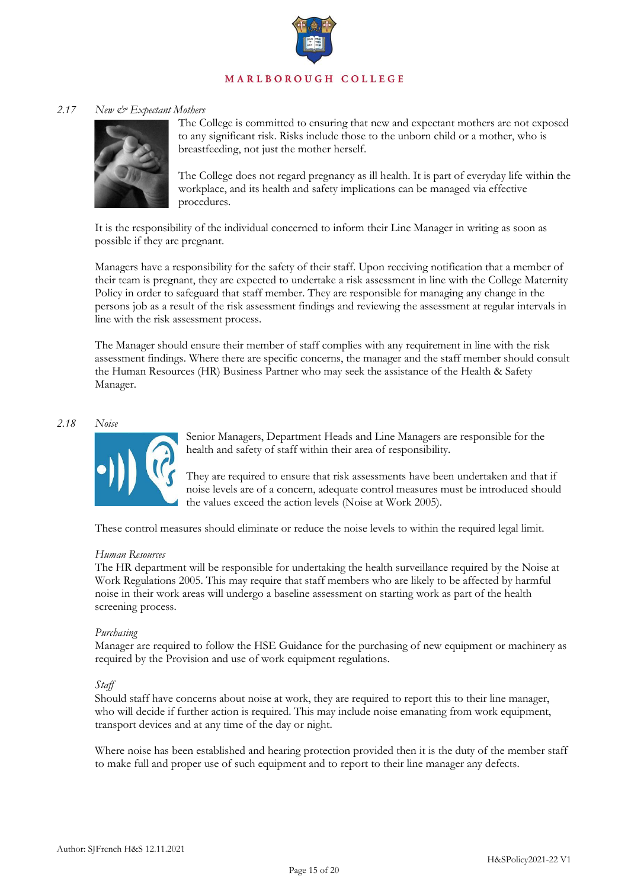### 2.17 *New & Expectant Mothers*

The College is committed to ensuring that new and expectant mothers are not exposed to any significant risk. Risks include those to the unborn child or a mother, who is breastfeeding, not just the mother herself.

The College does not regard pregnancy as ill health. It is part of everyday life within the workplace, and its health and safety implications can be managed via effective procedures.

It is the responsibility of the individual concerned to inform their Line Manager in writing as soon as possible if they are pregnant.

Managers have a responsibility for the safety of their staff. Upon receiving notification that a member of their team is pregnant, they are expected to undertake a risk assessment in line with the College Maternity Policy in order to safeguard that staff member. They are responsible for managing any change in the persons job as a result of the risk assessment findings and reviewing the assessment at regular intervals in line with the risk assessment process.

The Manager should ensure their member of staff complies with any requirement in line with the risk assessment findings. Where there are specific concerns, the manager and the staff member should consult the Human Resources (HR) Business Partner who may seek the assistance of the Health & Safety Manager.

### 2.18 *Noise*

Senior Managers, Department Heads and Line Managers are responsible for the health and safety of staff within their area of responsibility.

They are required to ensure that risk assessments have been undertaken and that if noise levels are of a concern, adequate control measures must be introduced should the values exceed the action levels (Noise at Work 2005).

These control measures should eliminate or reduce the noise levels to within the required legal limit.

*Human Resources*
The HR department will be responsible for undertaking the health surveillance required by the Noise at Work Regulations 2005. This may require that staff members who are likely to be affected by harmful noise in their work areas will undergo a baseline assessment on starting work as part of the health screening process.

*Purchasing*
Manager are required to follow the HSE Guidance for the purchasing of new equipment or machinery as required by the Provision and use of work equipment regulations.

*Staff*
Should staff have concerns about noise at work, they are required to report this to their line manager, who will decide if further action is required. This may include noise emanating from work equipment, transport devices and at any time of the day or night.

Where noise has been established and hearing protection provided then it is the duty of the member staff to make full and proper use of such equipment and to report to their line manager any defects.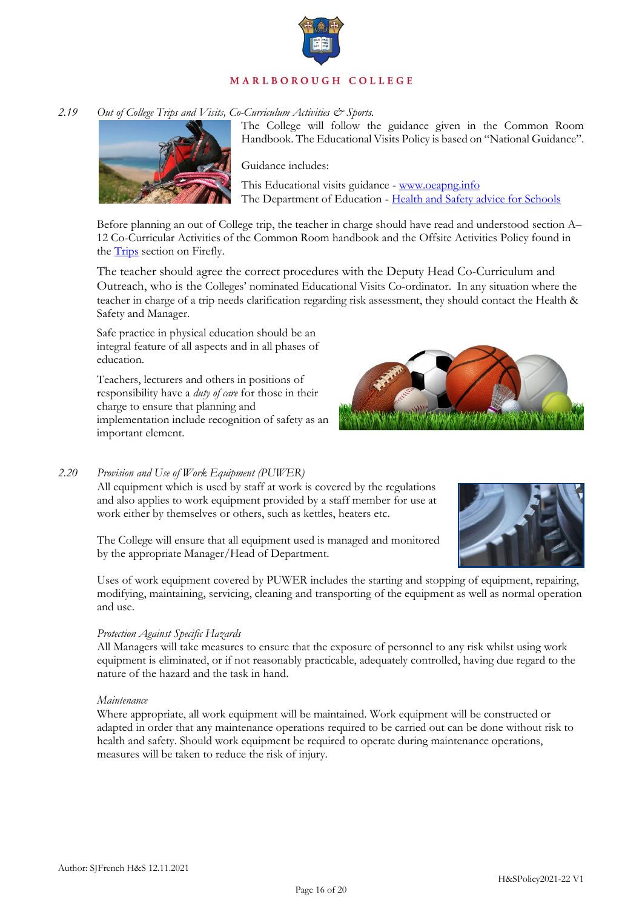### 2.19 *Out of College Trips and Visits, Co-Curriculum Activities & Sports.*

The College will follow the guidance given in the Common Room Handbook. The Educational Visits Policy is based on "National Guidance".

Guidance includes:

This Educational visits guidance - [www.oeapng.info](www.oeapng.info)
The Department of Education - [Health and Safety advice for Schools]()

Before planning an out of College trip, the teacher in charge should have read and understood section A–12 Co-Curricular Activities of the Common Room handbook and the Offsite Activities Policy found in the [Trips]() section on Firefly.

The teacher should agree the correct procedures with the Deputy Head Co-Curriculum and Outreach, who is the Colleges' nominated Educational Visits Co-ordinator. In any situation where the teacher in charge of a trip needs clarification regarding risk assessment, they should contact the Health & Safety and Manager.

Safe practice in physical education should be an integral feature of all aspects and in all phases of education.

Teachers, lecturers and others in positions of responsibility have a *duty of care* for those in their charge to ensure that planning and implementation include recognition of safety as an important element.

### 2.20 *Provision and Use of Work Equipment (PUWER)*

All equipment which is used by staff at work is covered by the regulations and also applies to work equipment provided by a staff member for use at work either by themselves or others, such as kettles, heaters etc.

The College will ensure that all equipment used is managed and monitored by the appropriate Manager/Head of Department.

Uses of work equipment covered by PUWER includes the starting and stopping of equipment, repairing, modifying, maintaining, servicing, cleaning and transporting of the equipment as well as normal operation and use.

*Protection Against Specific Hazards*

All Managers will take measures to ensure that the exposure of personnel to any risk whilst using work equipment is eliminated, or if not reasonably practicable, adequately controlled, having due regard to the nature of the hazard and the task in hand.

*Maintenance*

Where appropriate, all work equipment will be maintained. Work equipment will be constructed or adapted in order that any maintenance operations required to be carried out can be done without risk to health and safety. Should work equipment be required to operate during maintenance operations, measures will be taken to reduce the risk of injury.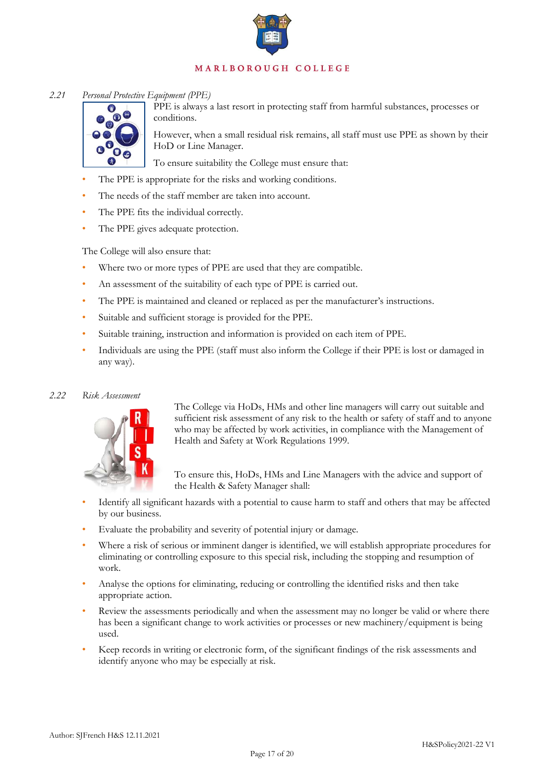### 2.21 *Personal Protective Equipment (PPE)*

PPE is always a last resort in protecting staff from harmful substances, processes or conditions.

However, when a small residual risk remains, all staff must use PPE as shown by their HoD or Line Manager.

To ensure suitability the College must ensure that:

- The PPE is appropriate for the risks and working conditions.
- The needs of the staff member are taken into account.
- The PPE fits the individual correctly.
- The PPE gives adequate protection.

The College will also ensure that:

- Where two or more types of PPE are used that they are compatible.
- An assessment of the suitability of each type of PPE is carried out.
- The PPE is maintained and cleaned or replaced as per the manufacturer's instructions.
- Suitable and sufficient storage is provided for the PPE.
- Suitable training, instruction and information is provided on each item of PPE.
- Individuals are using the PPE (staff must also inform the College if their PPE is lost or damaged in any way).

### 2.22 *Risk Assessment*

The College via HoDs, HMs and other line managers will carry out suitable and sufficient risk assessment of any risk to the health or safety of staff and to anyone who may be affected by work activities, in compliance with the Management of Health and Safety at Work Regulations 1999.

To ensure this, HoDs, HMs and Line Managers with the advice and support of the Health & Safety Manager shall:

- Identify all significant hazards with a potential to cause harm to staff and others that may be affected by our business.
- Evaluate the probability and severity of potential injury or damage.
- Where a risk of serious or imminent danger is identified, we will establish appropriate procedures for eliminating or controlling exposure to this special risk, including the stopping and resumption of work.
- Analyse the options for eliminating, reducing or controlling the identified risks and then take appropriate action.
- Review the assessments periodically and when the assessment may no longer be valid or where there has been a significant change to work activities or processes or new machinery/equipment is being used.
- Keep records in writing or electronic form, of the significant findings of the risk assessments and identify anyone who may be especially at risk.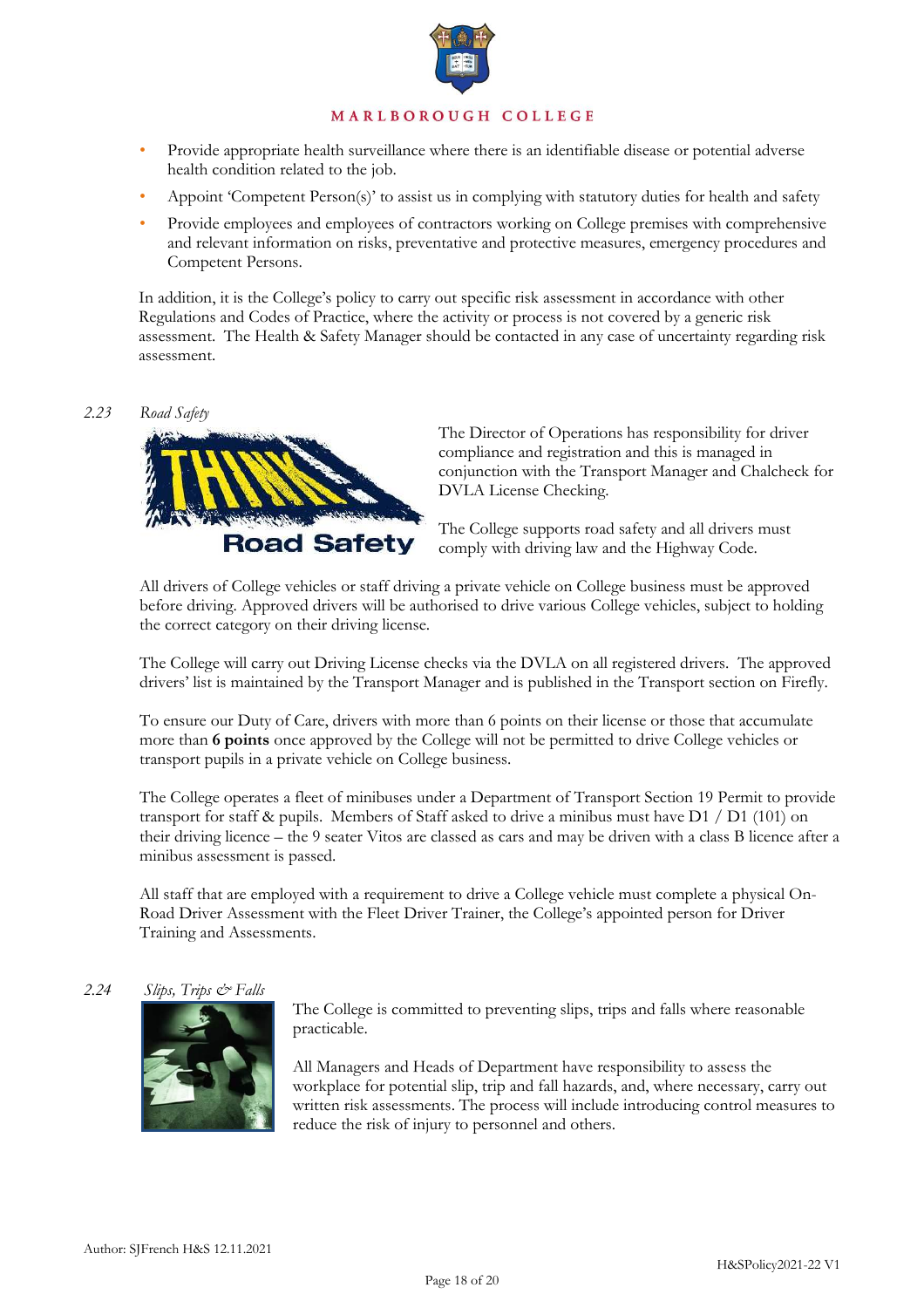- Provide appropriate health surveillance where there is an identifiable disease or potential adverse health condition related to the job.
- Appoint 'Competent Person(s)' to assist us in complying with statutory duties for health and safety
- Provide employees and employees of contractors working on College premises with comprehensive and relevant information on risks, preventative and protective measures, emergency procedures and Competent Persons.

In addition, it is the College's policy to carry out specific risk assessment in accordance with other Regulations and Codes of Practice, where the activity or process is not covered by a generic risk assessment. The Health & Safety Manager should be contacted in any case of uncertainty regarding risk assessment.

### 2.23 *Road Safety*

The Director of Operations has responsibility for driver compliance and registration and this is managed in conjunction with the Transport Manager and Chalcheck for DVLA License Checking.

The College supports road safety and all drivers must comply with driving law and the Highway Code.

All drivers of College vehicles or staff driving a private vehicle on College business must be approved before driving. Approved drivers will be authorised to drive various College vehicles, subject to holding the correct category on their driving license.

The College will carry out Driving License checks via the DVLA on all registered drivers. The approved drivers' list is maintained by the Transport Manager and is published in the Transport section on Firefly.

To ensure our Duty of Care, drivers with more than 6 points on their license or those that accumulate more than **6 points** once approved by the College will not be permitted to drive College vehicles or transport pupils in a private vehicle on College business.

The College operates a fleet of minibuses under a Department of Transport Section 19 Permit to provide transport for staff & pupils. Members of Staff asked to drive a minibus must have D1 / D1 (101) on their driving licence – the 9 seater Vitos are classed as cars and may be driven with a class B licence after a minibus assessment is passed.

All staff that are employed with a requirement to drive a College vehicle must complete a physical On-Road Driver Assessment with the Fleet Driver Trainer, the College's appointed person for Driver Training and Assessments.

### 2.24 *Slips, Trips & Falls*

The College is committed to preventing slips, trips and falls where reasonable practicable.

All Managers and Heads of Department have responsibility to assess the workplace for potential slip, trip and fall hazards, and, where necessary, carry out written risk assessments. The process will include introducing control measures to reduce the risk of injury to personnel and others.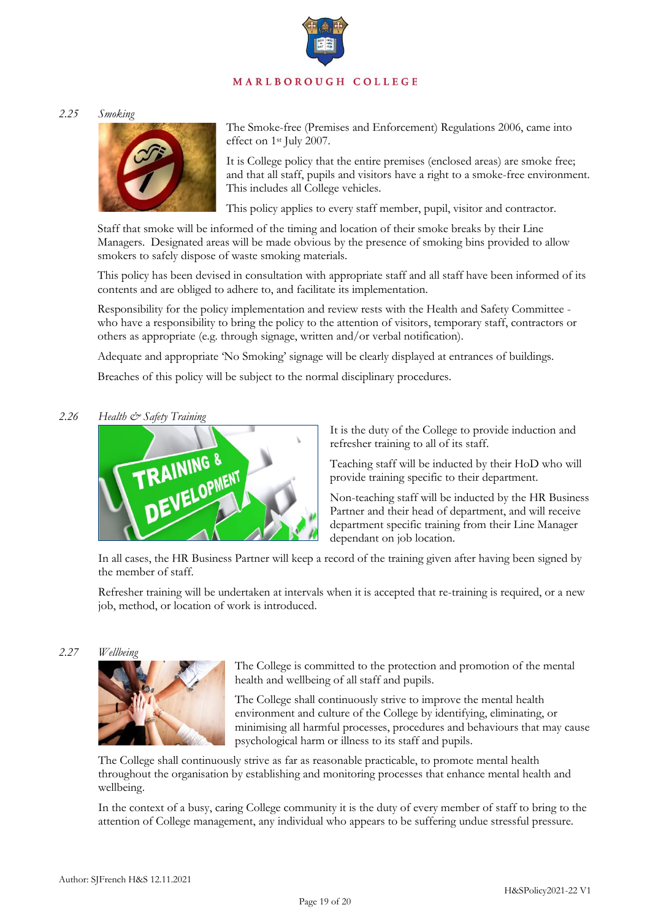### 2.25 *Smoking*

The Smoke-free (Premises and Enforcement) Regulations 2006, came into effect on 1st July 2007.

It is College policy that the entire premises (enclosed areas) are smoke free; and that all staff, pupils and visitors have a right to a smoke-free environment. This includes all College vehicles.

This policy applies to every staff member, pupil, visitor and contractor.

Staff that smoke will be informed of the timing and location of their smoke breaks by their Line Managers. Designated areas will be made obvious by the presence of smoking bins provided to allow smokers to safely dispose of waste smoking materials.

This policy has been devised in consultation with appropriate staff and all staff have been informed of its contents and are obliged to adhere to, and facilitate its implementation.

Responsibility for the policy implementation and review rests with the Health and Safety Committee - who have a responsibility to bring the policy to the attention of visitors, temporary staff, contractors or others as appropriate (e.g. through signage, written and/or verbal notification).

Adequate and appropriate 'No Smoking' signage will be clearly displayed at entrances of buildings.

Breaches of this policy will be subject to the normal disciplinary procedures.

### 2.26 *Health & Safety Training*

It is the duty of the College to provide induction and refresher training to all of its staff.

Teaching staff will be inducted by their HoD who will provide training specific to their department.

Non-teaching staff will be inducted by the HR Business Partner and their head of department, and will receive department specific training from their Line Manager dependant on job location.

In all cases, the HR Business Partner will keep a record of the training given after having been signed by the member of staff.

Refresher training will be undertaken at intervals when it is accepted that re-training is required, or a new job, method, or location of work is introduced.

### 2.27 *Wellbeing*

The College is committed to the protection and promotion of the mental health and wellbeing of all staff and pupils.

The College shall continuously strive to improve the mental health environment and culture of the College by identifying, eliminating, or minimising all harmful processes, procedures and behaviours that may cause psychological harm or illness to its staff and pupils.

The College shall continuously strive as far as reasonable practicable, to promote mental health throughout the organisation by establishing and monitoring processes that enhance mental health and wellbeing.

In the context of a busy, caring College community it is the duty of every member of staff to bring to the attention of College management, any individual who appears to be suffering undue stressful pressure.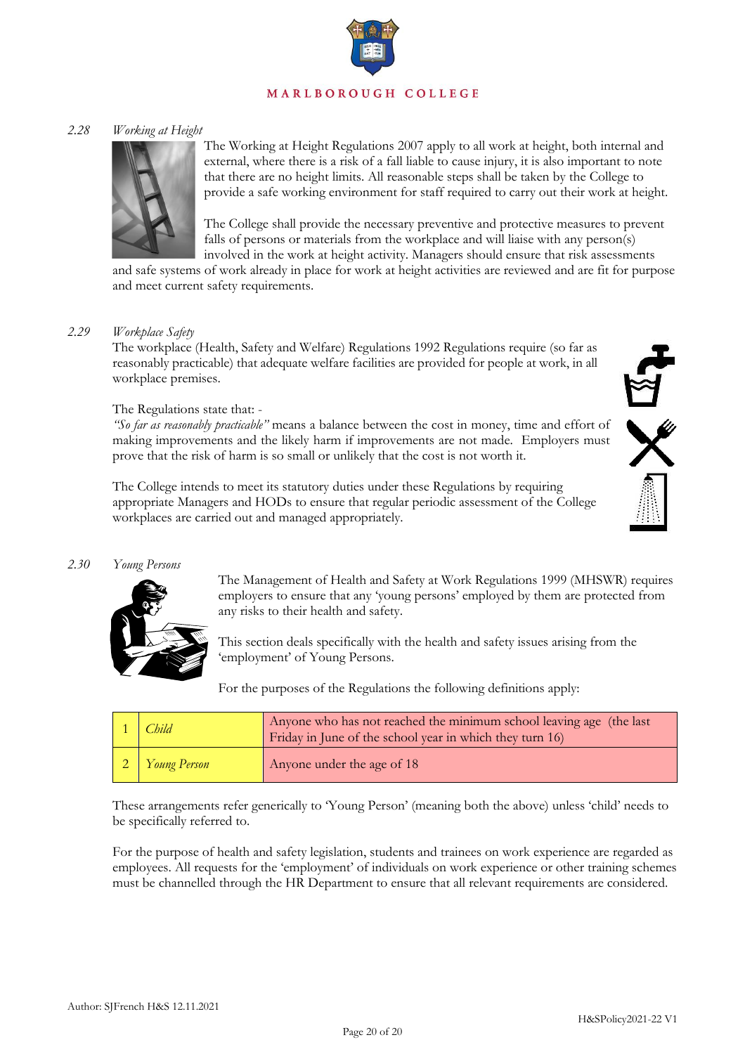MARLBOROUGH COLLEGE

### 2.28 *Working at Height*

The Working at Height Regulations 2007 apply to all work at height, both internal and external, where there is a risk of a fall liable to cause injury, it is also important to note that there are no height limits. All reasonable steps shall be taken by the College to provide a safe working environment for staff required to carry out their work at height.

The College shall provide the necessary preventive and protective measures to prevent falls of persons or materials from the workplace and will liaise with any person(s) involved in the work at height activity. Managers should ensure that risk assessments and safe systems of work already in place for work at height activities are reviewed and are fit for purpose and meet current safety requirements.

### 2.29 *Workplace Safety*

The workplace (Health, Safety and Welfare) Regulations 1992 Regulations require (so far as reasonably practicable) that adequate welfare facilities are provided for people at work, in all workplace premises.

The Regulations state that: -
*"So far as reasonably practicable"* means a balance between the cost in money, time and effort of making improvements and the likely harm if improvements are not made. Employers must prove that the risk of harm is so small or unlikely that the cost is not worth it.

The College intends to meet its statutory duties under these Regulations by requiring appropriate Managers and HODs to ensure that regular periodic assessment of the College workplaces are carried out and managed appropriately.

### 2.30 *Young Persons*

The Management of Health and Safety at Work Regulations 1999 (MHSWR) requires employers to ensure that any 'young persons' employed by them are protected from any risks to their health and safety.

This section deals specifically with the health and safety issues arising from the 'employment' of Young Persons.

For the purposes of the Regulations the following definitions apply:

| | | |
|---|---|---|
| 1 | *Child* | Anyone who has not reached the minimum school leaving age (the last Friday in June of the school year in which they turn 16) |
| 2 | *Young Person* | Anyone under the age of 18 |

These arrangements refer generically to 'Young Person' (meaning both the above) unless 'child' needs to be specifically referred to.

For the purpose of health and safety legislation, students and trainees on work experience are regarded as employees. All requests for the 'employment' of individuals on work experience or other training schemes must be channelled through the HR Department to ensure that all relevant requirements are considered.

Author: SJFrench H&S 12.11.2021

H&SPolicy2021-22 V1